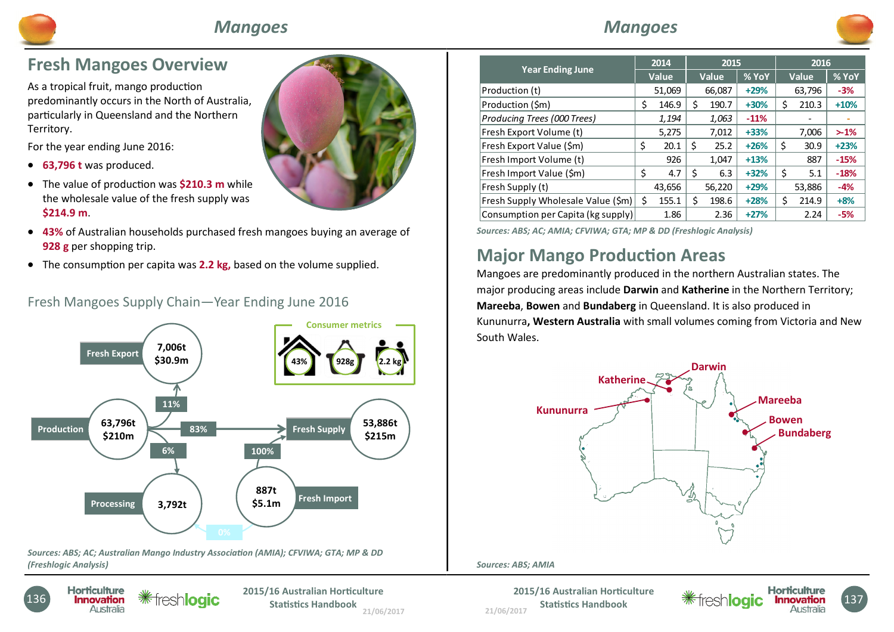# Mangoes

## Fresh Mangoes Overview

As a tropical fruit, mango production predominantly occurs in the North of Australia, particularly in Queensland and the Northern Territory.

For the year ending June 2016:

- **63,796 t** was produced.
- The value of production was **$210.3 m** while the wholesale value of the fresh supply was **$214.9 m**.
- **43%** of Australian households purchased fresh mangoes buying an average of **928 g** per shopping trip.
- The consumption per capita was **2.2 kg,** based on the volume supplied.

### Fresh Mangoes Supply Chain—Year Ending June 2016

Consumer metrics: 43% | 928g | 2.2 kg

- Production: 63,796t, $210m
- Fresh Export (11%): 7,006t, $30.9m
- Fresh Supply (83%): 53,886t, $215m
- Processing (6%): 3,792t
- Fresh Import (100% to Fresh Supply; 0% to Processing): 887t, $5.1m

*Sources: ABS; AC; Australian Mango Industry Association (AMIA); CFVIWA; GTA; MP & DD (Freshlogic Analysis)*

| Year Ending June | 2014 | 2015 | | 2016 | |
|---|---|---|---|---|---|
| | Value | Value | % YoY | Value | % YoY |
| Production (t) | 51,069 | 66,087 | +29% | 63,796 | -3% |
| Production ($m) | $ 146.9 | $ 190.7 | +30% | $ 210.3 | +10% |
| *Producing Trees (000 Trees)* | *1,194* | *1,063* | -11% | - | - |
| Fresh Export Volume (t) | 5,275 | 7,012 | +33% | 7,006 | >-1% |
| Fresh Export Value ($m) | $ 20.1 | $ 25.2 | +26% | $ 30.9 | +23% |
| Fresh Import Volume (t) | 926 | 1,047 | +13% | 887 | -15% |
| Fresh Import Value ($m) | $ 4.7 | $ 6.3 | +32% | $ 5.1 | -18% |
| Fresh Supply (t) | 43,656 | 56,220 | +29% | 53,886 | -4% |
| Fresh Supply Wholesale Value ($m) | $ 155.1 | $ 198.6 | +28% | $ 214.9 | +8% |
| Consumption per Capita (kg supply) | 1.86 | 2.36 | +27% | 2.24 | -5% |

*Sources: ABS; AC; AMIA; CFVIWA; GTA; MP & DD (Freshlogic Analysis)*

## Major Mango Production Areas

Mangoes are predominantly produced in the northern Australian states. The major producing areas include **Darwin** and **Katherine** in the Northern Territory; **Mareeba**, **Bowen** and **Bundaberg** in Queensland. It is also produced in Kununurra**, Western Australia** with small volumes coming from Victoria and New South Wales.

Map labels: Darwin, Katherine, Kununurra, Mareeba, Bowen, Bundaberg

*Sources: ABS; AMIA*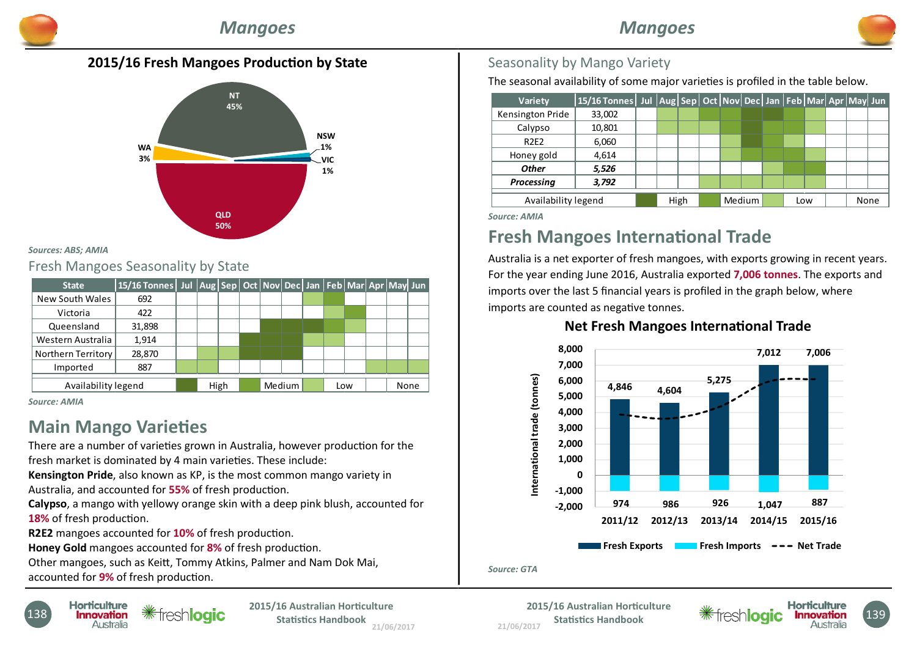# Mangoes

## 2015/16 Fresh Mangoes Production by State

| State | Share |
|---|---|
| NT | 45% |
| QLD | 50% |
| WA | 3% |
| NSW | 1% |
| VIC | 1% |

*Sources: ABS; AMIA*

## Fresh Mangoes Seasonality by State

| State | 15/16 Tonnes | Jul | Aug | Sep | Oct | Nov | Dec | Jan | Feb | Mar | Apr | May | Jun |
|---|---|---|---|---|---|---|---|---|---|---|---|---|---|
| New South Wales | 692 | | | | | | | Low | Medium | | | | |
| Victoria | 422 | | | | | | | | Low | Medium | | | |
| Queensland | 31,898 | | | | | High | High | High | Medium | Low | | | |
| Western Australia | 1,914 | | | | High | High | High | Low | Low | | | | |
| Northern Territory | 28,870 | | Low | Low | High | High | High | | | | | | |
| Imported | 887 | Low | Low | | | | | | | | Low | Low | Low |

Availability legend: High, Medium, Low, None

*Source: AMIA*

## Main Mango Varieties

There are a number of varieties grown in Australia, however production for the fresh market is dominated by 4 main varieties. These include:

**Kensington Pride**, also known as KP, is the most common mango variety in Australia, and accounted for **55%** of fresh production.

**Calypso**, a mango with yellowy orange skin with a deep pink blush, accounted for **18%** of fresh production.

**R2E2** mangoes accounted for **10%** of fresh production.

**Honey Gold** mangoes accounted for **8%** of fresh production.

Other mangoes, such as Keitt, Tommy Atkins, Palmer and Nam Dok Mai, accounted for **9%** of fresh production.

## Seasonality by Mango Variety

The seasonal availability of some major varieties is profiled in the table below.

| Variety | 15/16 Tonnes | Jul | Aug | Sep | Oct | Nov | Dec | Jan | Feb | Mar | Apr | May | Jun |
|---|---|---|---|---|---|---|---|---|---|---|---|---|---|
| Kensington Pride | 33,002 | | Low | Low | Medium | Medium | High | High | Medium | Low | | | |
| Calypso | 10,801 | | Low | Low | Low | Medium | High | Medium | Medium | Low | | | |
| R2E2 | 6,060 | | | | | Low | High | Medium | Low | | | | |
| Honey gold | 4,614 | | | | | Low | Medium | Medium | Medium | Low | | | |
| *Other* | *5,526* | | | | | | | Low | Medium | Medium | | | |
| *Processing* | *3,792* | | | | Low | Low | Low | Low | Low | Low | | | |

Availability legend: High, Medium, Low, None

*Source: AMIA*

## Fresh Mangoes International Trade

Australia is a net exporter of fresh mangoes, with exports growing in recent years. For the year ending June 2016, Australia exported **7,006 tonnes**. The exports and imports over the last 5 financial years is profiled in the graph below, where imports are counted as negative tonnes.

### Net Fresh Mangoes International Trade

| International trade (tonnes) | 2011/12 | 2012/13 | 2013/14 | 2014/15 | 2015/16 |
|---|---|---|---|---|---|
| Fresh Exports | 4,846 | 4,604 | 5,275 | 7,012 | 7,006 |
| Fresh Imports | 974 | 986 | 926 | 1,047 | 887 |

Legend: Fresh Exports, Fresh Imports, Net Trade

*Source: GTA*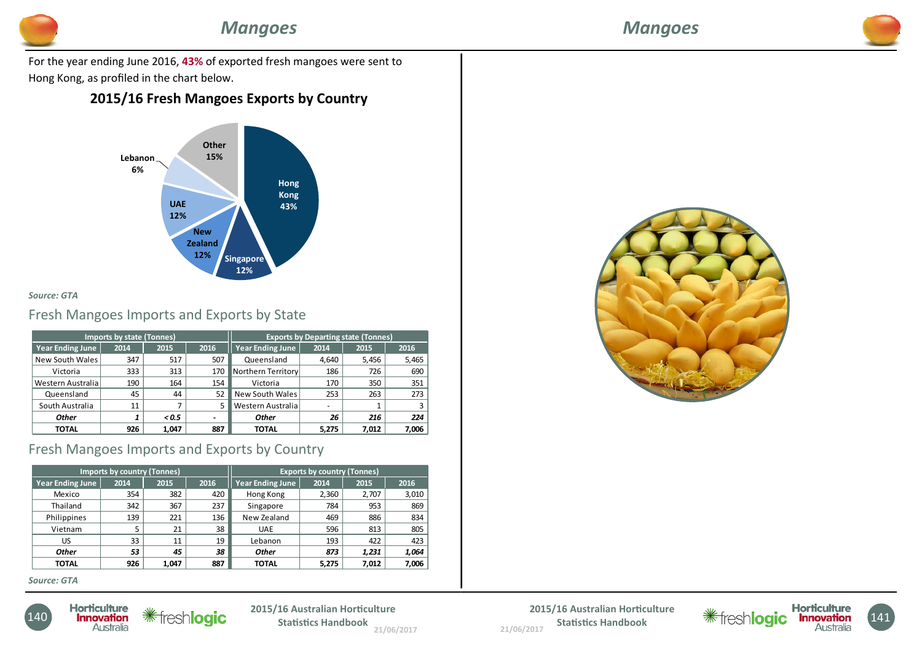# Mangoes

For the year ending June 2016, **43%** of exported fresh mangoes were sent to Hong Kong, as profiled in the chart below.

## 2015/16 Fresh Mangoes Exports by Country

Hong Kong 43%
Singapore 12%
New Zealand 12%
UAE 12%
Lebanon 6%
Other 15%

*Source: GTA*

## Fresh Mangoes Imports and Exports by State

| Imports by state (Tonnes) | | | | Exports by Departing state (Tonnes) | | | |
|---|---|---|---|---|---|---|---|
| Year Ending June | 2014 | 2015 | 2016 | Year Ending June | 2014 | 2015 | 2016 |
| New South Wales | 347 | 517 | 507 | Queensland | 4,640 | 5,456 | 5,465 |
| Victoria | 333 | 313 | 170 | Northern Territory | 186 | 726 | 690 |
| Western Australia | 190 | 164 | 154 | Victoria | 170 | 350 | 351 |
| Queensland | 45 | 44 | 52 | New South Wales | 253 | 263 | 273 |
| South Australia | 11 | 7 | 5 | Western Australia | - | 1 | 3 |
| ***Other*** | ***1*** | ***< 0.5*** | ***-*** | ***Other*** | ***26*** | ***216*** | ***224*** |
| **TOTAL** | **926** | **1,047** | **887** | **TOTAL** | **5,275** | **7,012** | **7,006** |

## Fresh Mangoes Imports and Exports by Country

| Imports by country (Tonnes) | | | | Exports by country (Tonnes) | | | |
|---|---|---|---|---|---|---|---|
| Year Ending June | 2014 | 2015 | 2016 | Year Ending June | 2014 | 2015 | 2016 |
| Mexico | 354 | 382 | 420 | Hong Kong | 2,360 | 2,707 | 3,010 |
| Thailand | 342 | 367 | 237 | Singapore | 784 | 953 | 869 |
| Philippines | 139 | 221 | 136 | New Zealand | 469 | 886 | 834 |
| Vietnam | 5 | 21 | 38 | UAE | 596 | 813 | 805 |
| US | 33 | 11 | 19 | Lebanon | 193 | 422 | 423 |
| ***Other*** | ***53*** | ***45*** | ***38*** | ***Other*** | ***873*** | ***1,231*** | ***1,064*** |
| **TOTAL** | **926** | **1,047** | **887** | **TOTAL** | **5,275** | **7,012** | **7,006** |

*Source: GTA*